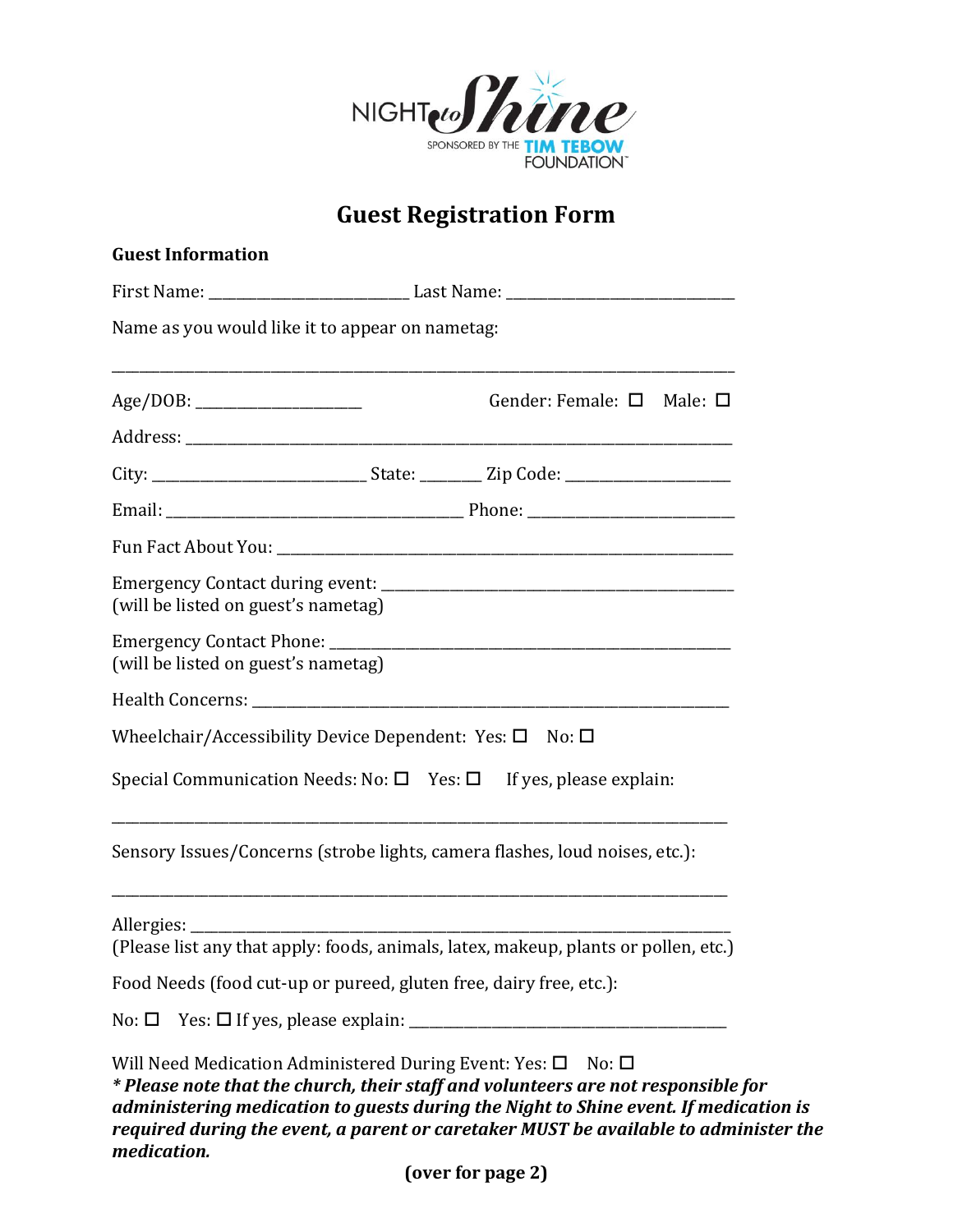NIGHT to Shine
SPONSORED BY THE TIM TEBOW FOUNDATION

# Guest Registration Form

**Guest Information**

First Name: ___________________________ Last Name: _______________________________

Name as you would like it to appear on nametag:

______________________________________________________________________________________

Age/DOB: ______________________ Gender: Female: ☐ Male: ☐

Address: ___________________________________________________________________________

City: ____________________________ State: ________ Zip Code: _____________________

Email: ________________________________________ Phone: ___________________________

Fun Fact About You: _________________________________________________________________

Emergency Contact during event: ____________________________________________________
(will be listed on guest's nametag)

Emergency Contact Phone: ___________________________________________________________
(will be listed on guest's nametag)

Health Concerns: ___________________________________________________________________

Wheelchair/Accessibility Device Dependent: Yes: ☐ No: ☐

Special Communication Needs: No: ☐ Yes: ☐ If yes, please explain:

______________________________________________________________________________________

Sensory Issues/Concerns (strobe lights, camera flashes, loud noises, etc.):

______________________________________________________________________________________

Allergies: _________________________________________________________________________
(Please list any that apply: foods, animals, latex, makeup, plants or pollen, etc.)

Food Needs (food cut-up or pureed, gluten free, dairy free, etc.):

No: ☐ Yes: ☐ If yes, please explain: _____________________________________________

Will Need Medication Administered During Event: Yes: ☐ No: ☐
***\* Please note that the church, their staff and volunteers are not responsible for administering medication to guests during the Night to Shine event. If medication is required during the event, a parent or caretaker MUST be available to administer the medication.***

**(over for page 2)**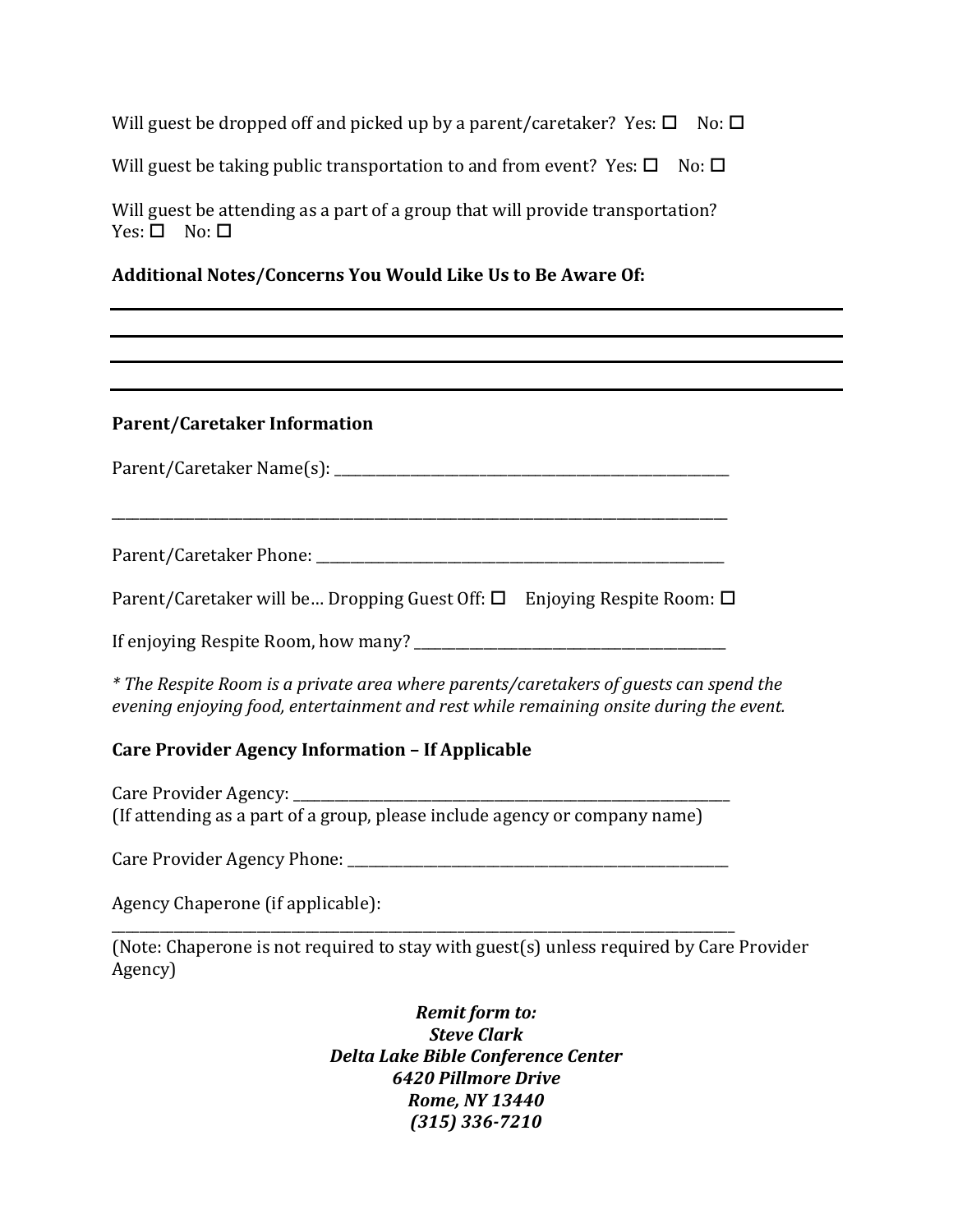Will guest be dropped off and picked up by a parent/caretaker? Yes: ☐ No: ☐

Will guest be taking public transportation to and from event? Yes: ☐ No: ☐

Will guest be attending as a part of a group that will provide transportation?
Yes: ☐ No: ☐

**Additional Notes/Concerns You Would Like Us to Be Aware Of:**

______________________________________________________________________

______________________________________________________________________

______________________________________________________________________

______________________________________________________________________

**Parent/Caretaker Information**

Parent/Caretaker Name(s): ____________________________________________

______________________________________________________________________

Parent/Caretaker Phone: ____________________________________________

Parent/Caretaker will be… Dropping Guest Off: ☐ Enjoying Respite Room: ☐

If enjoying Respite Room, how many? ______________________________

*\* The Respite Room is a private area where parents/caretakers of guests can spend the evening enjoying food, entertainment and rest while remaining onsite during the event.*

**Care Provider Agency Information – If Applicable**

Care Provider Agency: ____________________________________________
(If attending as a part of a group, please include agency or company name)

Care Provider Agency Phone: ______________________________________

Agency Chaperone (if applicable):
______________________________________________________________________
(Note: Chaperone is not required to stay with guest(s) unless required by Care Provider Agency)

***Remit form to:***
***Steve Clark***
***Delta Lake Bible Conference Center***
***6420 Pillmore Drive***
***Rome, NY 13440***
***(315) 336-7210***